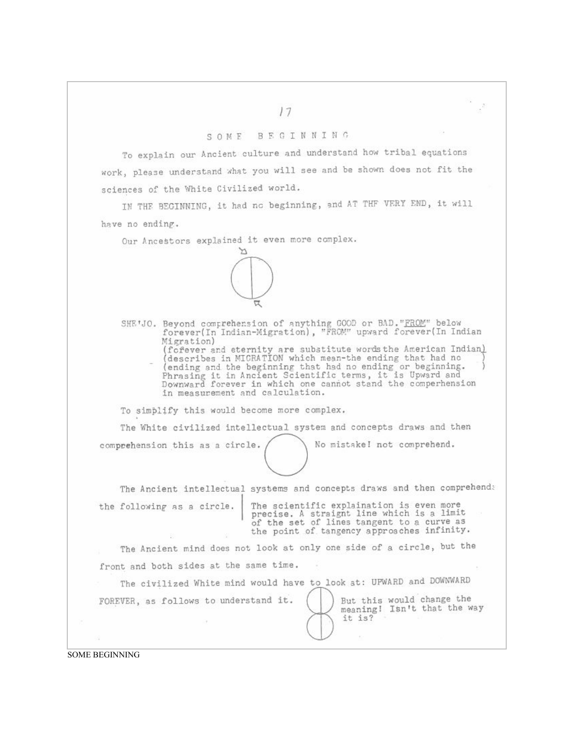# SOME BEGINNING

To explain our Ancient culture and understand how tribal equations work, please understand what you will see and be shown does not fit the sciences of the White Civilized world.

IN THE BEGINNING, it had no beginning, and AT THE VERY END, it will have no ending.

Our Ancestors explained it even more complex.

SHE'JO. Beyond comprehension of anything GOOD or BAD."FROM" below forever(In Indian-Migration), "FROM" upward forever(In Indian Migration)
(forever and eternity are substitute words the American Indian)
(describes in MIGRATION which mean-the ending that had no )
(ending and the beginning that had no ending or beginning. )
Phrasing it in Ancient Scientific terms, it is Upward and Downward forever in which one cannot stand the comperhension in measurement and calculation.

To simplify this would become more complex.

The White civilized intellectual system and concepts draws and then compreehension this as a circle. No mistake! not comprehend.

The Ancient intellectual systems and concepts draws and then comprehends the following as a circle. The scientific explaination is even more precise. A straignt line which is a limit of the set of lines tangent to a curve as the point of tangency approaches infinity.

The Ancient mind does not look at only one side of a circle, but the front and both sides at the same time.

The civilized White mind would have to look at: UPWARD and DOWNWARD FOREVER, as follows to understand it. But this would change the meaning! Isn't that the way it is?

SOME BEGINNING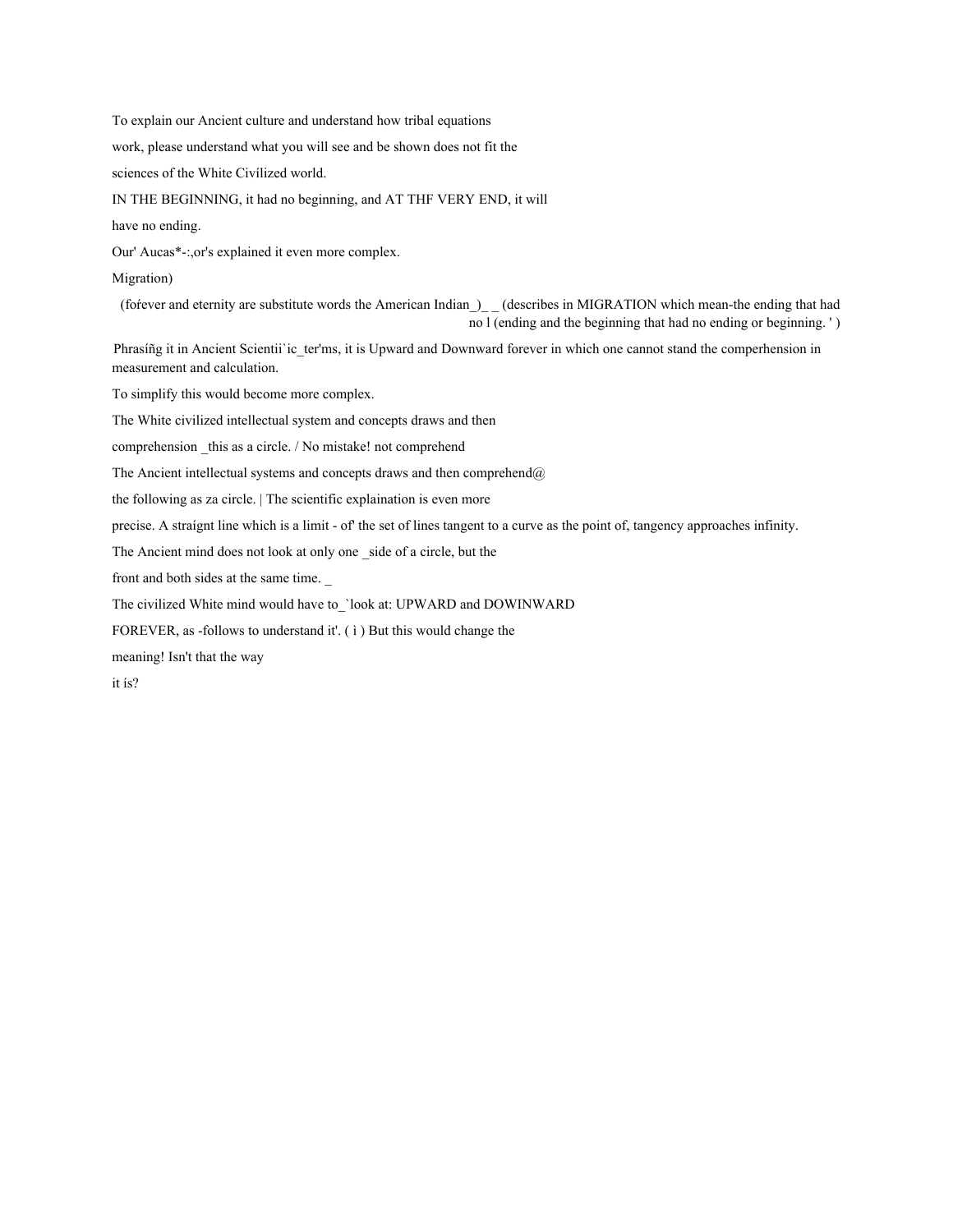To explain our Ancient culture and understand how tribal equations

work, please understand what you will see and be shown does not fit the

sciences of the White Civílized world.

IN THE BEGINNING, it had no beginning, and AT THF VERY END, it will

have no ending.

Our' Aucas*-:,or's explained it even more complex.

Migration)

(foŕever and eternity are substitute words the American Indian_)_ _ (describes in MIGRATION which mean-the ending that had no l (ending and the beginning that had no ending or beginning. ' )

Phrasíñg it in Ancient Scientii`ic_ter'ms, it is Upward and Downward forever in which one cannot stand the comperhension in measurement and calculation.

To simplify this would become more complex.

The White civilized intellectual system and concepts draws and then

comprehension _this as a circle. / No mistake! not comprehend

The Ancient intellectual systems and concepts draws and then comprehend@

the following as za circle. | The scientific explaination is even more

precise. A straíght line which is a limit - of' the set of lines tangent to a curve as the point of, tangency approaches infinity.

The Ancient mind does not look at only one _side of a circle, but the

front and both sides at the same time. _

The civilized White mind would have to_`look at: UPWARD and DOWINWARD

FOREVER, as -follows to understand it'. ( ì ) But this would change the

meaning! Isn't that the way

it ís?